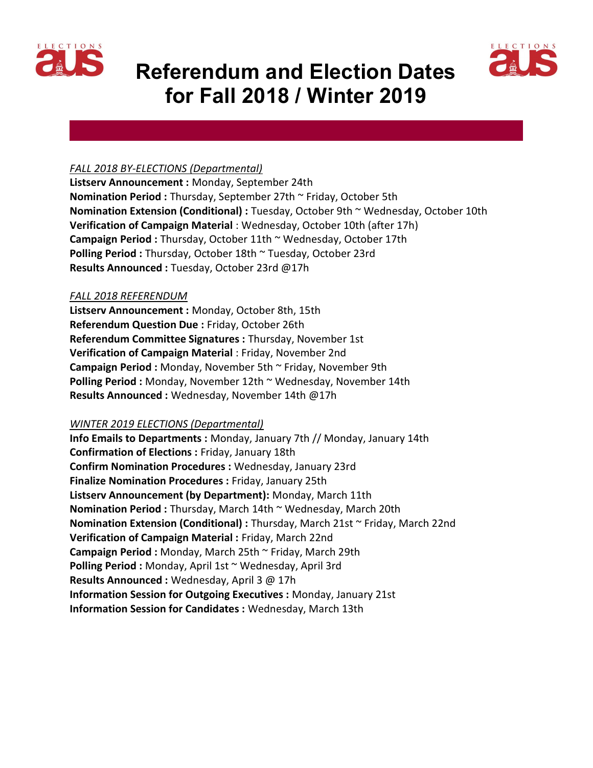# Referendum and Election Dates for Fall 2018 / Winter 2019

*FALL 2018 BY-ELECTIONS (Departmental)*

**Listserv Announcement :** Monday, September 24th
**Nomination Period :** Thursday, September 27th ~ Friday, October 5th
**Nomination Extension (Conditional) :** Tuesday, October 9th ~ Wednesday, October 10th
**Verification of Campaign Material** : Wednesday, October 10th (after 17h)
**Campaign Period :** Thursday, October 11th ~ Wednesday, October 17th
**Polling Period :** Thursday, October 18th ~ Tuesday, October 23rd
**Results Announced :** Tuesday, October 23rd @17h

*FALL 2018 REFERENDUM*

**Listserv Announcement :** Monday, October 8th, 15th
**Referendum Question Due :** Friday, October 26th
**Referendum Committee Signatures :** Thursday, November 1st
**Verification of Campaign Material** : Friday, November 2nd
**Campaign Period :** Monday, November 5th ~ Friday, November 9th
**Polling Period :** Monday, November 12th ~ Wednesday, November 14th
**Results Announced :** Wednesday, November 14th @17h

*WINTER 2019 ELECTIONS (Departmental)*

**Info Emails to Departments :** Monday, January 7th // Monday, January 14th
**Confirmation of Elections :** Friday, January 18th
**Confirm Nomination Procedures :** Wednesday, January 23rd
**Finalize Nomination Procedures :** Friday, January 25th
**Listserv Announcement (by Department):** Monday, March 11th
**Nomination Period :** Thursday, March 14th ~ Wednesday, March 20th
**Nomination Extension (Conditional) :** Thursday, March 21st ~ Friday, March 22nd
**Verification of Campaign Material :** Friday, March 22nd
**Campaign Period :** Monday, March 25th ~ Friday, March 29th
**Polling Period :** Monday, April 1st ~ Wednesday, April 3rd
**Results Announced :** Wednesday, April 3 @ 17h
**Information Session for Outgoing Executives :** Monday, January 21st
**Information Session for Candidates :** Wednesday, March 13th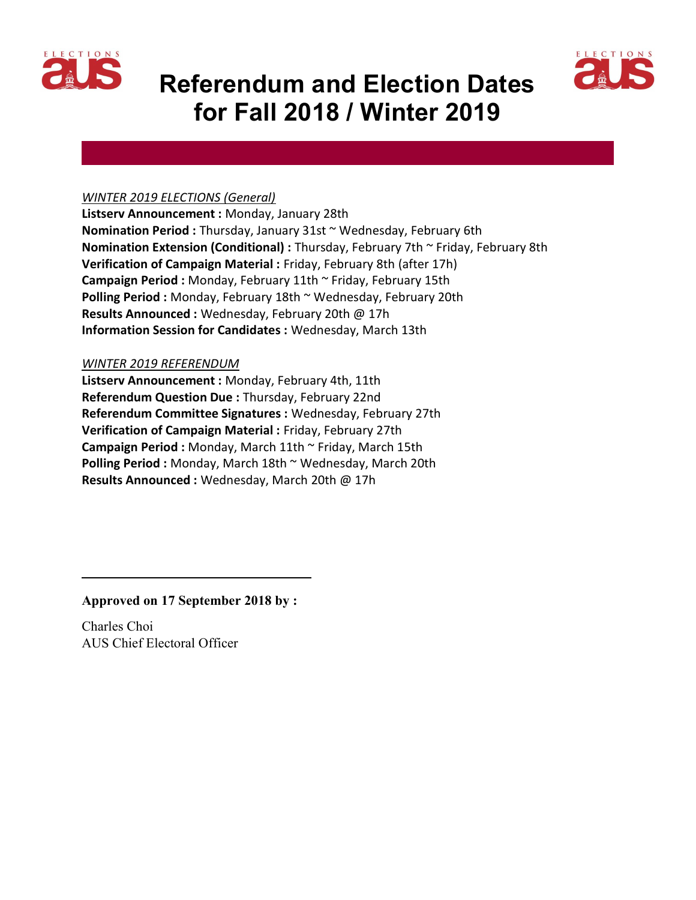# Referendum and Election Dates for Fall 2018 / Winter 2019

*WINTER 2019 ELECTIONS (General)*

**Listserv Announcement :** Monday, January 28th
**Nomination Period :** Thursday, January 31st ~ Wednesday, February 6th
**Nomination Extension (Conditional) :** Thursday, February 7th ~ Friday, February 8th
**Verification of Campaign Material :** Friday, February 8th (after 17h)
**Campaign Period :** Monday, February 11th ~ Friday, February 15th
**Polling Period :** Monday, February 18th ~ Wednesday, February 20th
**Results Announced :** Wednesday, February 20th @ 17h
**Information Session for Candidates :** Wednesday, March 13th

*WINTER 2019 REFERENDUM*

**Listserv Announcement :** Monday, February 4th, 11th
**Referendum Question Due :** Thursday, February 22nd
**Referendum Committee Signatures :** Wednesday, February 27th
**Verification of Campaign Material :** Friday, February 27th
**Campaign Period :** Monday, March 11th ~ Friday, March 15th
**Polling Period :** Monday, March 18th ~ Wednesday, March 20th
**Results Announced :** Wednesday, March 20th @ 17h

---

**Approved on 17 September 2018 by :**

Charles Choi
AUS Chief Electoral Officer